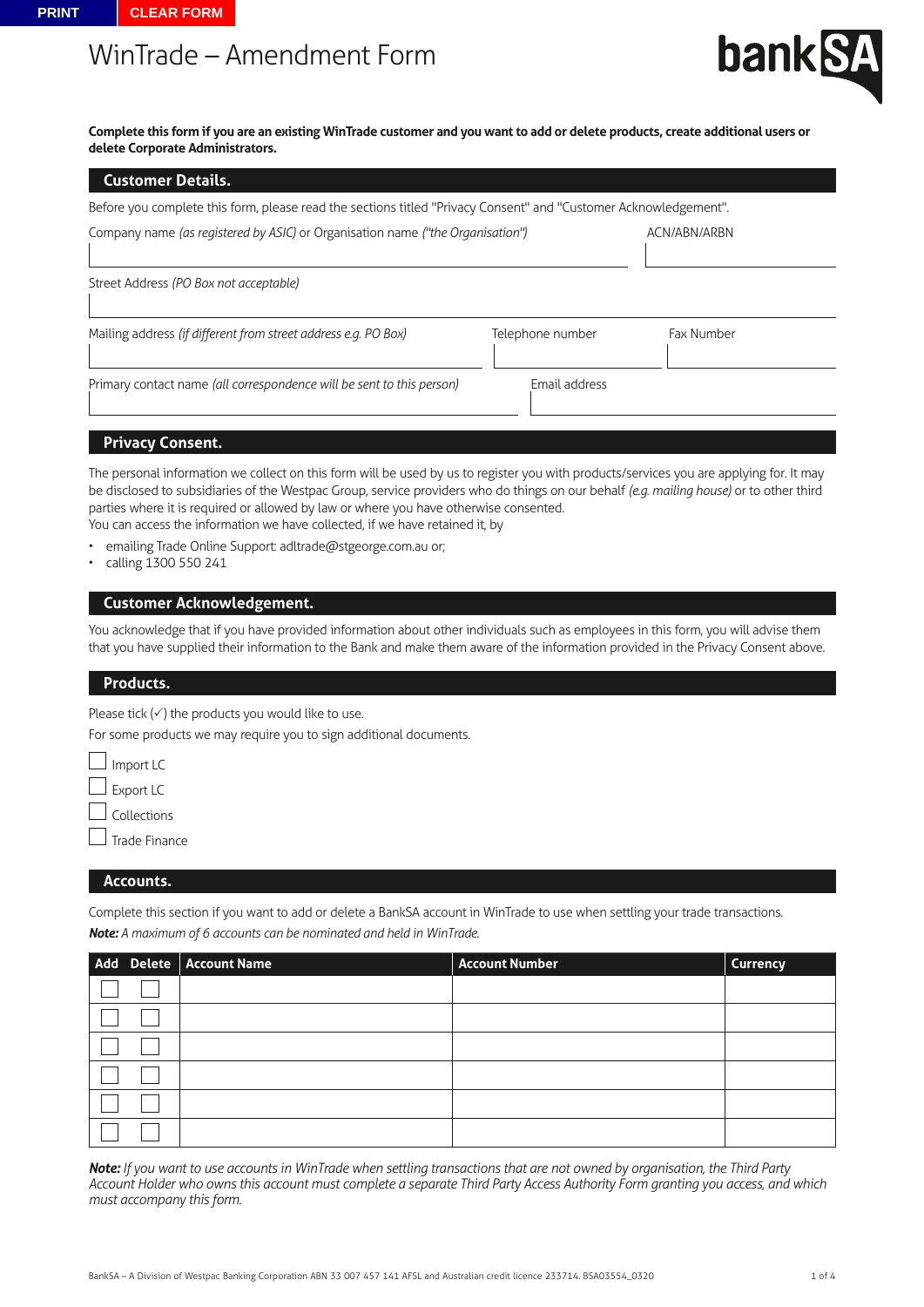# WinTrade – Amendment Form

**Complete this form if you are an existing WinTrade customer and you want to add or delete products, create additional users or delete Corporate Administrators.**

## Customer Details.

Before you complete this form, please read the sections titled "Privacy Consent" and "Customer Acknowledgement".

Company name *(as registered by ASIC)* or Organisation name *("the Organisation")*

ACN/ABN/ARBN

Street Address *(PO Box not acceptable)*

Mailing address *(if different from street address e.g. PO Box)*

Telephone number

Fax Number

Primary contact name *(all correspondence will be sent to this person)*

Email address

## Privacy Consent.

The personal information we collect on this form will be used by us to register you with products/services you are applying for. It may be disclosed to subsidiaries of the Westpac Group, service providers who do things on our behalf *(e.g. mailing house)* or to other third parties where it is required or allowed by law or where you have otherwise consented.
You can access the information we have collected, if we have retained it, by

- emailing Trade Online Support: adltrade@stgeorge.com.au or;
- calling 1300 550 241

## Customer Acknowledgement.

You acknowledge that if you have provided information about other individuals such as employees in this form, you will advise them that you have supplied their information to the Bank and make them aware of the information provided in the Privacy Consent above.

## Products.

Please tick (✓) the products you would like to use.

For some products we may require you to sign additional documents.

☐ Import LC

☐ Export LC

☐ Collections

☐ Trade Finance

## Accounts.

Complete this section if you want to add or delete a BankSA account in WinTrade to use when settling your trade transactions.

***Note:*** *A maximum of 6 accounts can be nominated and held in WinTrade.*

| Add | Delete | Account Name | Account Number | Currency |
|---|---|---|---|---|
| ☐ | ☐ | | | |
| ☐ | ☐ | | | |
| ☐ | ☐ | | | |
| ☐ | ☐ | | | |
| ☐ | ☐ | | | |
| ☐ | ☐ | | | |

***Note:*** *If you want to use accounts in WinTrade when settling transactions that are not owned by organisation, the Third Party Account Holder who owns this account must complete a separate Third Party Access Authority Form granting you access, and which must accompany this form.*

BankSA – A Division of Westpac Banking Corporation ABN 33 007 457 141 AFSL and Australian credit licence 233714. BSA03554_0320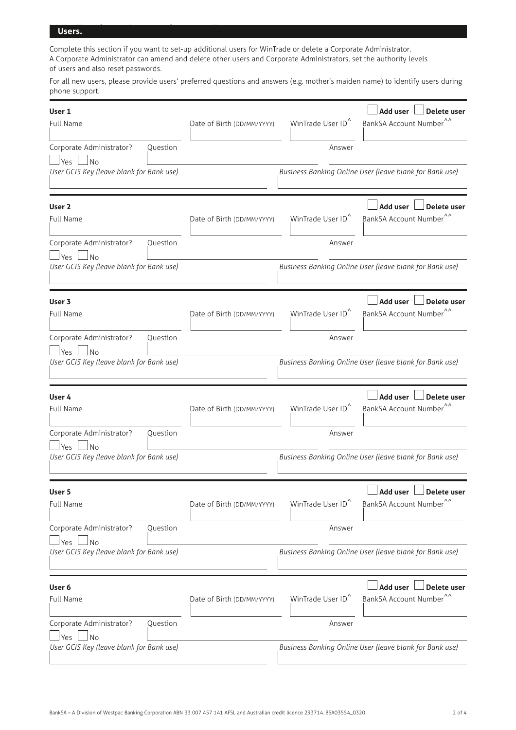## Users.

Complete this section if you want to set-up additional users for WinTrade or delete a Corporate Administrator. A Corporate Administrator can amend and delete other users and Corporate Administrators, set the authority levels of users and also reset passwords.

For all new users, please provide users' preferred questions and answers (e.g. mother's maiden name) to identify users during phone support.

### User 1

☐ **Add user** ☐ **Delete user**

| Full Name | Date of Birth (DD/MM/YYYY) | WinTrade User ID^ | BankSA Account Number^^ |
|---|---|---|---|
| | | | |

Corporate Administrator? ☐ Yes ☐ No

| Question | Answer |
|---|---|
| | |

| *User GCIS Key (leave blank for Bank use)* | *Business Banking Online User (leave blank for Bank use)* |
|---|---|
| | |

### User 2

☐ **Add user** ☐ **Delete user**

| Full Name | Date of Birth (DD/MM/YYYY) | WinTrade User ID^ | BankSA Account Number^^ |
|---|---|---|---|
| | | | |

Corporate Administrator? ☐ Yes ☐ No

| Question | Answer |
|---|---|
| | |

| *User GCIS Key (leave blank for Bank use)* | *Business Banking Online User (leave blank for Bank use)* |
|---|---|
| | |

### User 3

☐ **Add user** ☐ **Delete user**

| Full Name | Date of Birth (DD/MM/YYYY) | WinTrade User ID^ | BankSA Account Number^^ |
|---|---|---|---|
| | | | |

Corporate Administrator? ☐ Yes ☐ No

| Question | Answer |
|---|---|
| | |

| *User GCIS Key (leave blank for Bank use)* | *Business Banking Online User (leave blank for Bank use)* |
|---|---|
| | |

### User 4

☐ **Add user** ☐ **Delete user**

| Full Name | Date of Birth (DD/MM/YYYY) | WinTrade User ID^ | BankSA Account Number^^ |
|---|---|---|---|
| | | | |

Corporate Administrator? ☐ Yes ☐ No

| Question | Answer |
|---|---|
| | |

| *User GCIS Key (leave blank for Bank use)* | *Business Banking Online User (leave blank for Bank use)* |
|---|---|
| | |

### User 5

☐ **Add user** ☐ **Delete user**

| Full Name | Date of Birth (DD/MM/YYYY) | WinTrade User ID^ | BankSA Account Number^^ |
|---|---|---|---|
| | | | |

Corporate Administrator? ☐ Yes ☐ No

| Question | Answer |
|---|---|
| | |

| *User GCIS Key (leave blank for Bank use)* | *Business Banking Online User (leave blank for Bank use)* |
|---|---|
| | |

### User 6

☐ **Add user** ☐ **Delete user**

| Full Name | Date of Birth (DD/MM/YYYY) | WinTrade User ID^ | BankSA Account Number^^ |
|---|---|---|---|
| | | | |

Corporate Administrator? ☐ Yes ☐ No

| Question | Answer |
|---|---|
| | |

| *User GCIS Key (leave blank for Bank use)* | *Business Banking Online User (leave blank for Bank use)* |
|---|---|
| | |

BankSA – A Division of Westpac Banking Corporation ABN 33 007 457 141 AFSL and Australian credit licence 233714. BSA03554_0320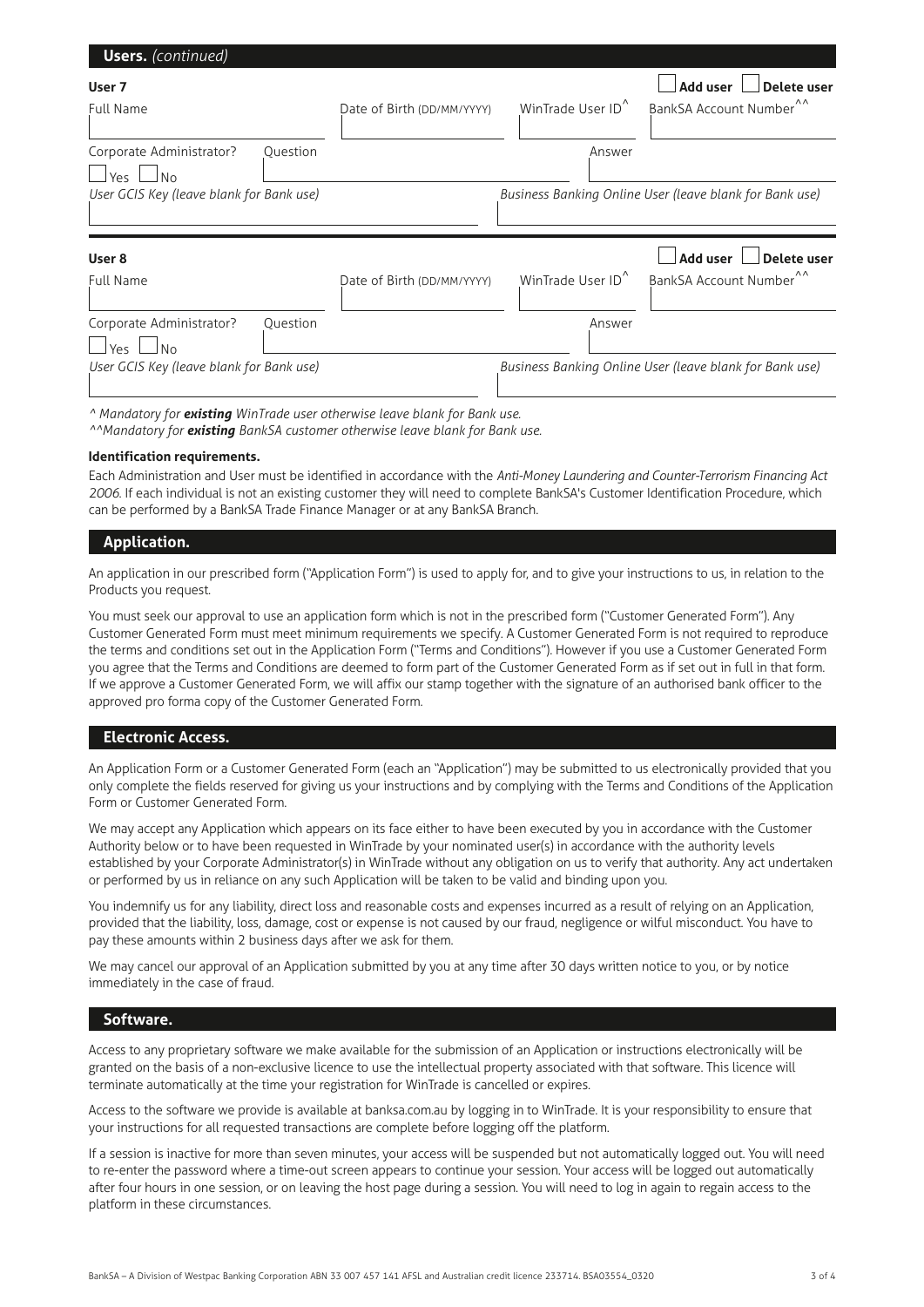## Users. *(continued)*

### User 7

☐ **Add user** ☐ **Delete user**

| Full Name | Date of Birth (DD/MM/YYYY) | WinTrade User ID^ | BankSA Account Number^^ |
|---|---|---|---|
| | | | |

Corporate Administrator? ☐ Yes ☐ No

| Question | Answer |
|---|---|
| | |

| *User GCIS Key (leave blank for Bank use)* | *Business Banking Online User (leave blank for Bank use)* |
|---|---|
| | |

### User 8

☐ **Add user** ☐ **Delete user**

| Full Name | Date of Birth (DD/MM/YYYY) | WinTrade User ID^ | BankSA Account Number^^ |
|---|---|---|---|
| | | | |

Corporate Administrator? ☐ Yes ☐ No

| Question | Answer |
|---|---|
| | |

| *User GCIS Key (leave blank for Bank use)* | *Business Banking Online User (leave blank for Bank use)* |
|---|---|
| | |

*^ Mandatory for **existing** WinTrade user otherwise leave blank for Bank use.*
*^^Mandatory for **existing** BankSA customer otherwise leave blank for Bank use.*

**Identification requirements.**

Each Administration and User must be identified in accordance with the *Anti-Money Laundering and Counter-Terrorism Financing Act 2006*. If each individual is not an existing customer they will need to complete BankSA's Customer Identification Procedure, which can be performed by a BankSA Trade Finance Manager or at any BankSA Branch.

## Application.

An application in our prescribed form ("Application Form") is used to apply for, and to give your instructions to us, in relation to the Products you request.

You must seek our approval to use an application form which is not in the prescribed form ("Customer Generated Form"). Any Customer Generated Form must meet minimum requirements we specify. A Customer Generated Form is not required to reproduce the terms and conditions set out in the Application Form ("Terms and Conditions"). However if you use a Customer Generated Form you agree that the Terms and Conditions are deemed to form part of the Customer Generated Form as if set out in full in that form. If we approve a Customer Generated Form, we will affix our stamp together with the signature of an authorised bank officer to the approved pro forma copy of the Customer Generated Form.

## Electronic Access.

An Application Form or a Customer Generated Form (each an "Application") may be submitted to us electronically provided that you only complete the fields reserved for giving us your instructions and by complying with the Terms and Conditions of the Application Form or Customer Generated Form.

We may accept any Application which appears on its face either to have been executed by you in accordance with the Customer Authority below or to have been requested in WinTrade by your nominated user(s) in accordance with the authority levels established by your Corporate Administrator(s) in WinTrade without any obligation on us to verify that authority. Any act undertaken or performed by us in reliance on any such Application will be taken to be valid and binding upon you.

You indemnify us for any liability, direct loss and reasonable costs and expenses incurred as a result of relying on an Application, provided that the liability, loss, damage, cost or expense is not caused by our fraud, negligence or wilful misconduct. You have to pay these amounts within 2 business days after we ask for them.

We may cancel our approval of an Application submitted by you at any time after 30 days written notice to you, or by notice immediately in the case of fraud.

## Software.

Access to any proprietary software we make available for the submission of an Application or instructions electronically will be granted on the basis of a non-exclusive licence to use the intellectual property associated with that software. This licence will terminate automatically at the time your registration for WinTrade is cancelled or expires.

Access to the software we provide is available at banksa.com.au by logging in to WinTrade. It is your responsibility to ensure that your instructions for all requested transactions are complete before logging off the platform.

If a session is inactive for more than seven minutes, your access will be suspended but not automatically logged out. You will need to re-enter the password where a time-out screen appears to continue your session. Your access will be logged out automatically after four hours in one session, or on leaving the host page during a session. You will need to log in again to regain access to the platform in these circumstances.

BankSA – A Division of Westpac Banking Corporation ABN 33 007 457 141 AFSL and Australian credit licence 233714. BSA03554_0320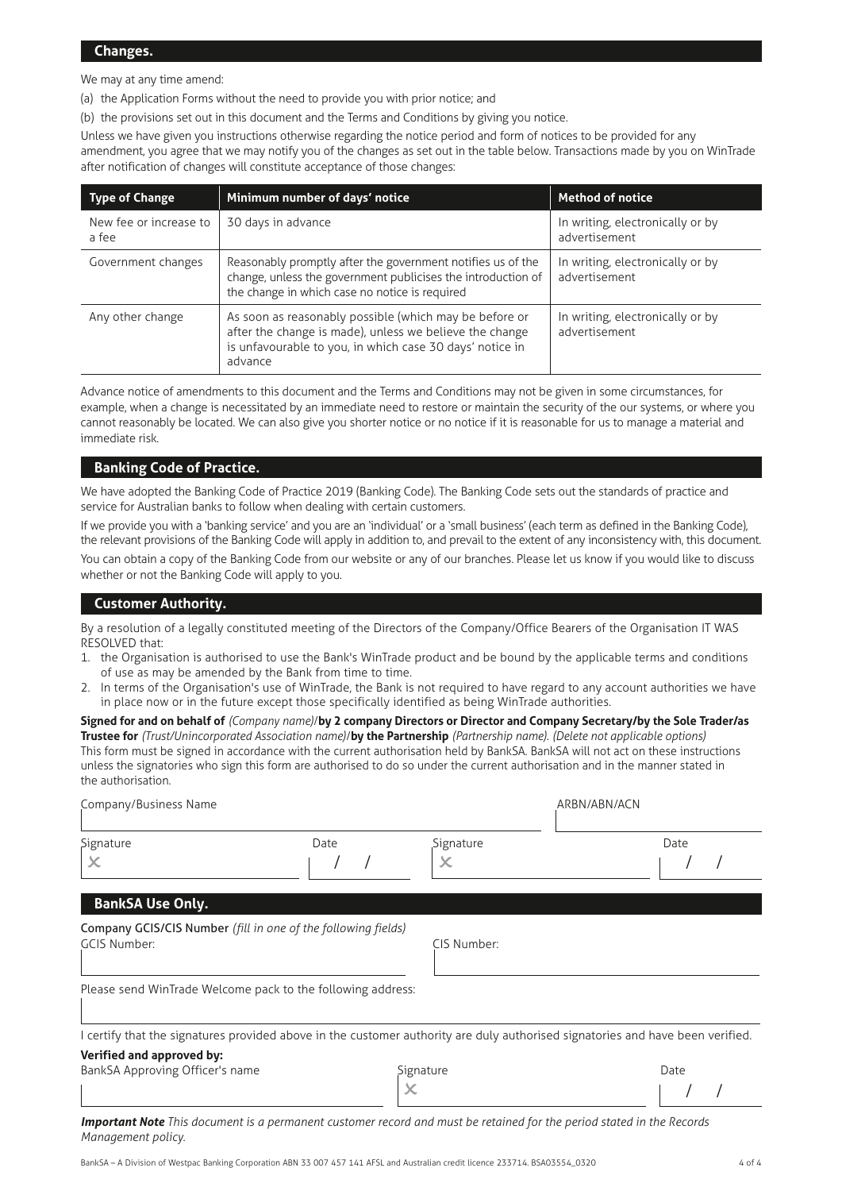## Changes.

We may at any time amend:

(a) the Application Forms without the need to provide you with prior notice; and

(b) the provisions set out in this document and the Terms and Conditions by giving you notice.

Unless we have given you instructions otherwise regarding the notice period and form of notices to be provided for any amendment, you agree that we may notify you of the changes as set out in the table below. Transactions made by you on WinTrade after notification of changes will constitute acceptance of those changes:

| Type of Change | Minimum number of days' notice | Method of notice |
|---|---|---|
| New fee or increase to a fee | 30 days in advance | In writing, electronically or by advertisement |
| Government changes | Reasonably promptly after the government notifies us of the change, unless the government publicises the introduction of the change in which case no notice is required | In writing, electronically or by advertisement |
| Any other change | As soon as reasonably possible (which may be before or after the change is made), unless we believe the change is unfavourable to you, in which case 30 days' notice in advance | In writing, electronically or by advertisement |

Advance notice of amendments to this document and the Terms and Conditions may not be given in some circumstances, for example, when a change is necessitated by an immediate need to restore or maintain the security of the our systems, or where you cannot reasonably be located. We can also give you shorter notice or no notice if it is reasonable for us to manage a material and immediate risk.

## Banking Code of Practice.

We have adopted the Banking Code of Practice 2019 (Banking Code). The Banking Code sets out the standards of practice and service for Australian banks to follow when dealing with certain customers.

If we provide you with a 'banking service' and you are an 'individual' or a 'small business' (each term as defined in the Banking Code), the relevant provisions of the Banking Code will apply in addition to, and prevail to the extent of any inconsistency with, this document.

You can obtain a copy of the Banking Code from our website or any of our branches. Please let us know if you would like to discuss whether or not the Banking Code will apply to you.

## Customer Authority.

By a resolution of a legally constituted meeting of the Directors of the Company/Office Bearers of the Organisation IT WAS RESOLVED that:

1. the Organisation is authorised to use the Bank's WinTrade product and be bound by the applicable terms and conditions of use as may be amended by the Bank from time to time.
2. In terms of the Organisation's use of WinTrade, the Bank is not required to have regard to any account authorities we have in place now or in the future except those specifically identified as being WinTrade authorities.

**Signed for and on behalf of** *(Company name)*/**by 2 company Directors or Director and Company Secretary/by the Sole Trader/as Trustee for** *(Trust/Unincorporated Association name)*/**by the Partnership** *(Partnership name). (Delete not applicable options)*
This form must be signed in accordance with the current authorisation held by BankSA. BankSA will not act on these instructions unless the signatories who sign this form are authorised to do so under the current authorisation and in the manner stated in the authorisation.

Company/Business Name

ARBN/ABN/ACN

Signature

×

Date

/ /

Signature

×

Date

/ /

## BankSA Use Only.

Company GCIS/CIS Number *(fill in one of the following fields)*

GCIS Number:

CIS Number:

Please send WinTrade Welcome pack to the following address:

I certify that the signatures provided above in the customer authority are duly authorised signatories and have been verified.

**Verified and approved by:**

BankSA Approving Officer's name

Signature

×

Date

/ /

***Important Note*** *This document is a permanent customer record and must be retained for the period stated in the Records Management policy.*

BankSA – A Division of Westpac Banking Corporation ABN 33 007 457 141 AFSL and Australian credit licence 233714. BSA03554_0320